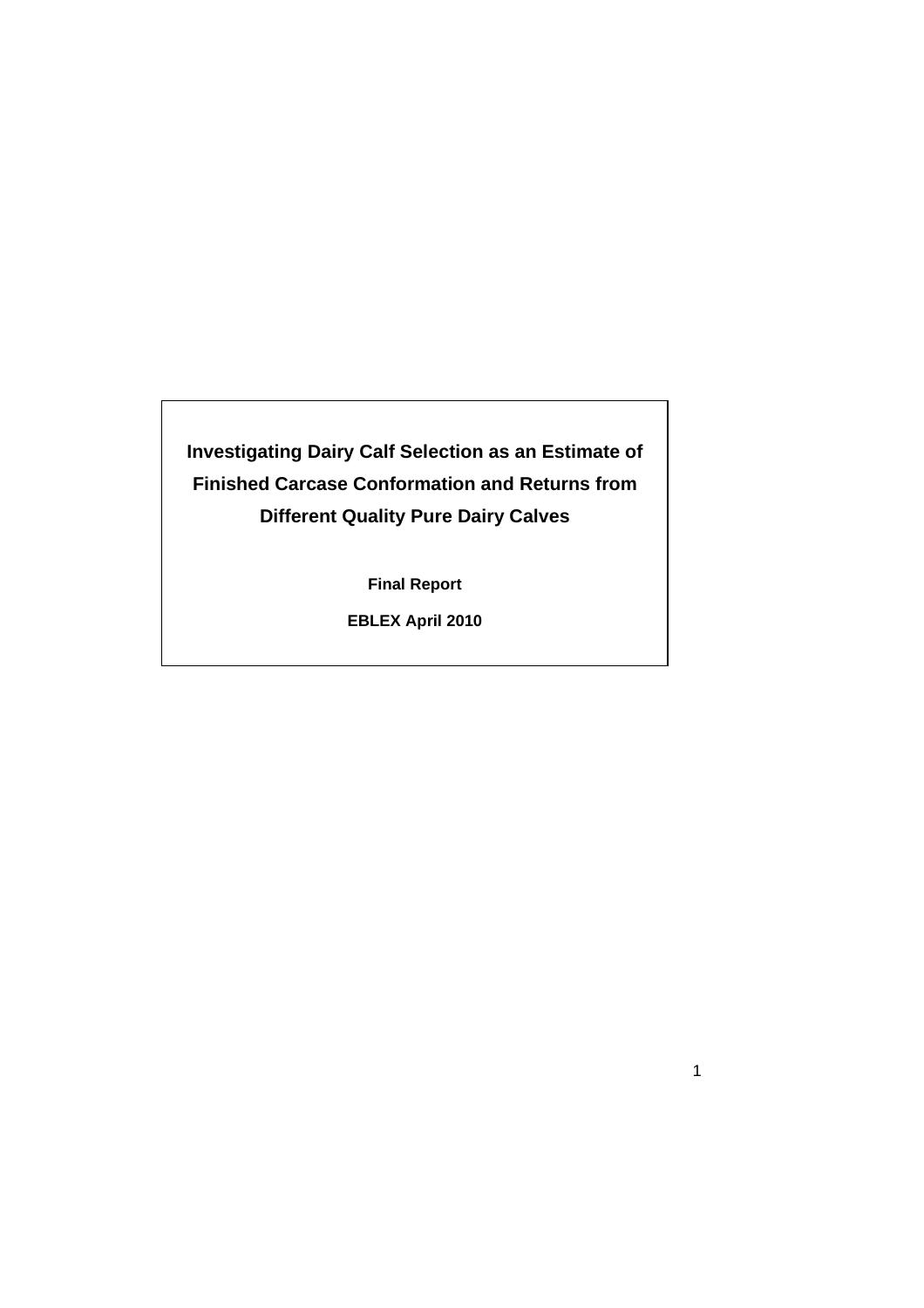# Investigating Dairy Calf Selection as an Estimate of Finished Carcase Conformation and Returns from Different Quality Pure Dairy Calves

**Final Report**

**EBLEX April 2010**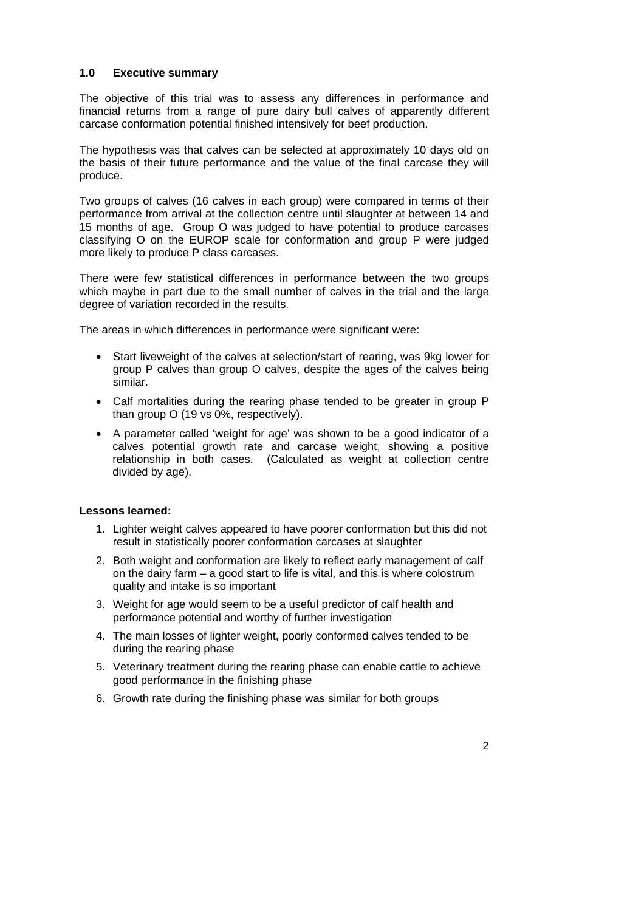## 1.0 Executive summary

The objective of this trial was to assess any differences in performance and financial returns from a range of pure dairy bull calves of apparently different carcase conformation potential finished intensively for beef production.

The hypothesis was that calves can be selected at approximately 10 days old on the basis of their future performance and the value of the final carcase they will produce.

Two groups of calves (16 calves in each group) were compared in terms of their performance from arrival at the collection centre until slaughter at between 14 and 15 months of age. Group O was judged to have potential to produce carcases classifying O on the EUROP scale for conformation and group P were judged more likely to produce P class carcases.

There were few statistical differences in performance between the two groups which maybe in part due to the small number of calves in the trial and the large degree of variation recorded in the results.

The areas in which differences in performance were significant were:

- Start liveweight of the calves at selection/start of rearing, was 9kg lower for group P calves than group O calves, despite the ages of the calves being similar.
- Calf mortalities during the rearing phase tended to be greater in group P than group O (19 vs 0%, respectively).
- A parameter called 'weight for age' was shown to be a good indicator of a calves potential growth rate and carcase weight, showing a positive relationship in both cases. (Calculated as weight at collection centre divided by age).

**Lessons learned:**

1. Lighter weight calves appeared to have poorer conformation but this did not result in statistically poorer conformation carcases at slaughter
2. Both weight and conformation are likely to reflect early management of calf on the dairy farm – a good start to life is vital, and this is where colostrum quality and intake is so important
3. Weight for age would seem to be a useful predictor of calf health and performance potential and worthy of further investigation
4. The main losses of lighter weight, poorly conformed calves tended to be during the rearing phase
5. Veterinary treatment during the rearing phase can enable cattle to achieve good performance in the finishing phase
6. Growth rate during the finishing phase was similar for both groups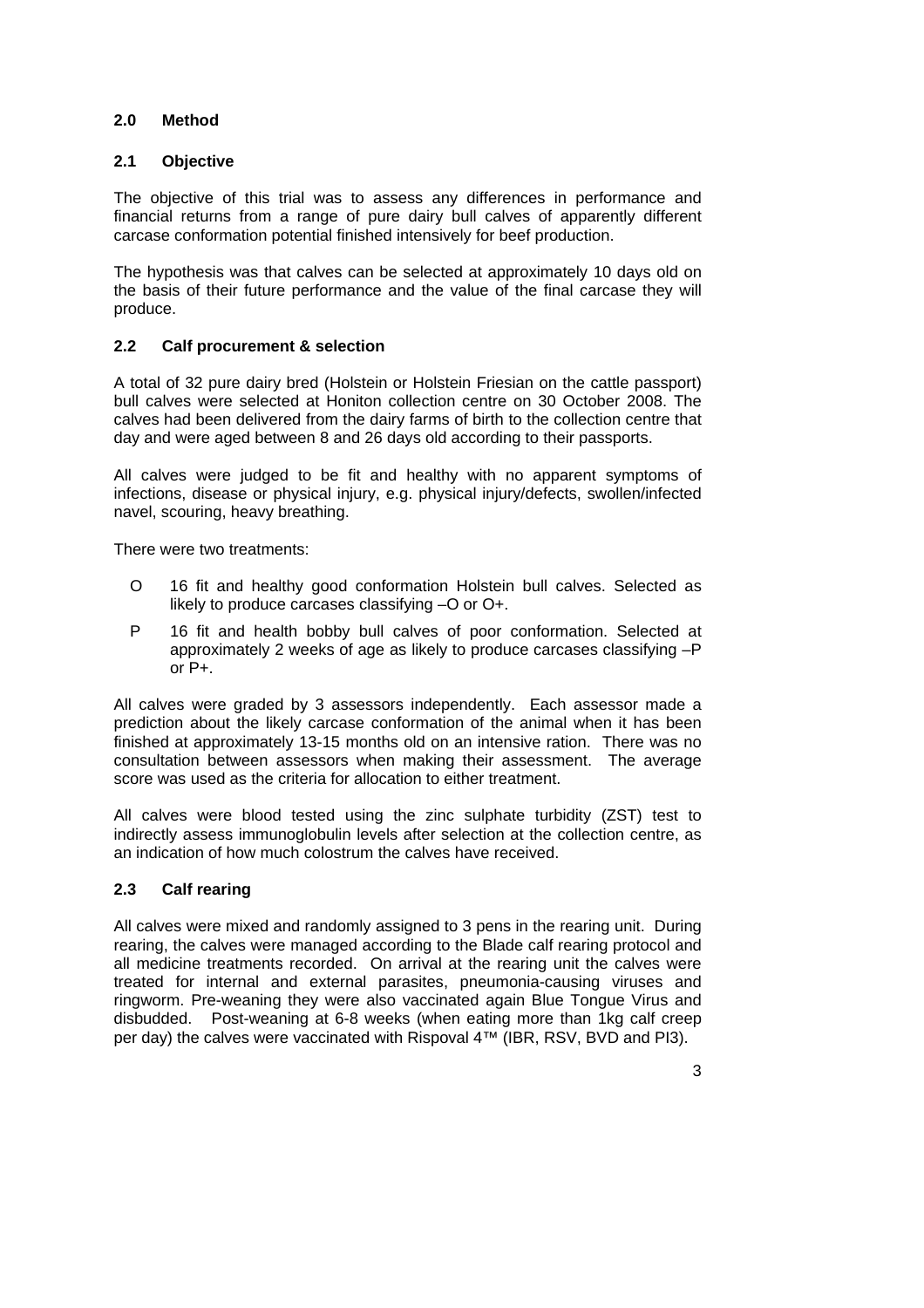## 2.0 Method

### 2.1 Objective

The objective of this trial was to assess any differences in performance and financial returns from a range of pure dairy bull calves of apparently different carcase conformation potential finished intensively for beef production.

The hypothesis was that calves can be selected at approximately 10 days old on the basis of their future performance and the value of the final carcase they will produce.

### 2.2 Calf procurement & selection

A total of 32 pure dairy bred (Holstein or Holstein Friesian on the cattle passport) bull calves were selected at Honiton collection centre on 30 October 2008. The calves had been delivered from the dairy farms of birth to the collection centre that day and were aged between 8 and 26 days old according to their passports.

All calves were judged to be fit and healthy with no apparent symptoms of infections, disease or physical injury, e.g. physical injury/defects, swollen/infected navel, scouring, heavy breathing.

There were two treatments:

- O 16 fit and healthy good conformation Holstein bull calves. Selected as likely to produce carcases classifying –O or O+.
- P 16 fit and health bobby bull calves of poor conformation. Selected at approximately 2 weeks of age as likely to produce carcases classifying –P or P+.

All calves were graded by 3 assessors independently. Each assessor made a prediction about the likely carcase conformation of the animal when it has been finished at approximately 13-15 months old on an intensive ration. There was no consultation between assessors when making their assessment. The average score was used as the criteria for allocation to either treatment.

All calves were blood tested using the zinc sulphate turbidity (ZST) test to indirectly assess immunoglobulin levels after selection at the collection centre, as an indication of how much colostrum the calves have received.

### 2.3 Calf rearing

All calves were mixed and randomly assigned to 3 pens in the rearing unit. During rearing, the calves were managed according to the Blade calf rearing protocol and all medicine treatments recorded. On arrival at the rearing unit the calves were treated for internal and external parasites, pneumonia-causing viruses and ringworm. Pre-weaning they were also vaccinated again Blue Tongue Virus and disbudded. Post-weaning at 6-8 weeks (when eating more than 1kg calf creep per day) the calves were vaccinated with Rispoval 4™ (IBR, RSV, BVD and PI3).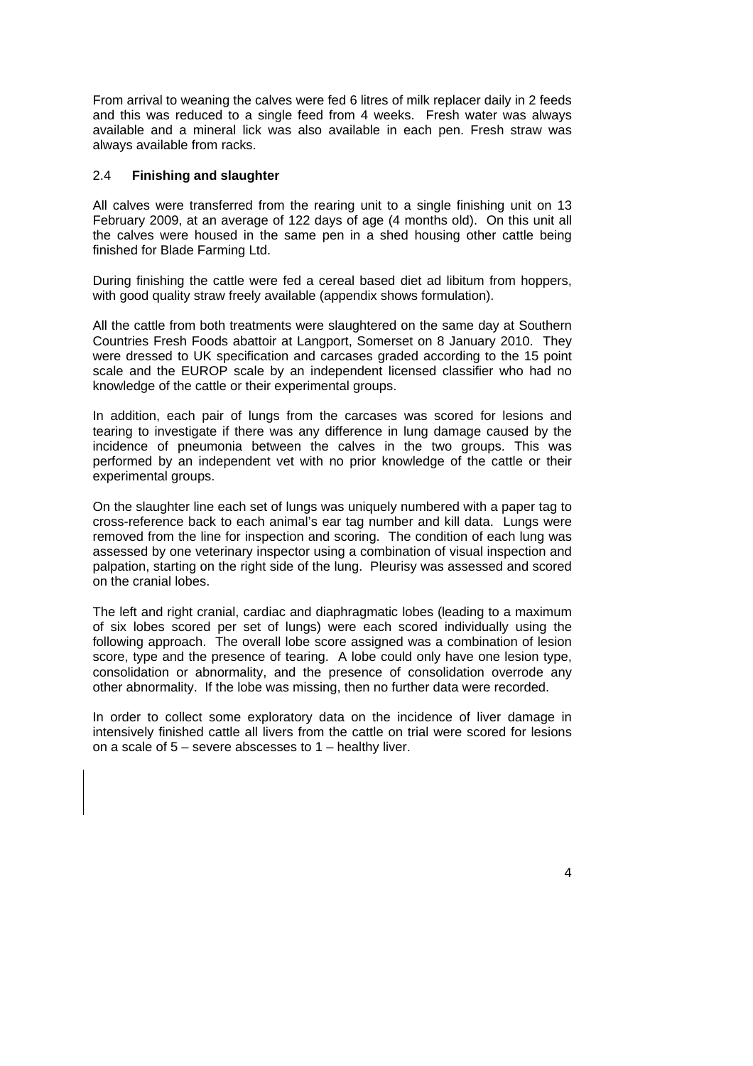From arrival to weaning the calves were fed 6 litres of milk replacer daily in 2 feeds and this was reduced to a single feed from 4 weeks. Fresh water was always available and a mineral lick was also available in each pen. Fresh straw was always available from racks.

### 2.4 **Finishing and slaughter**

All calves were transferred from the rearing unit to a single finishing unit on 13 February 2009, at an average of 122 days of age (4 months old). On this unit all the calves were housed in the same pen in a shed housing other cattle being finished for Blade Farming Ltd.

During finishing the cattle were fed a cereal based diet ad libitum from hoppers, with good quality straw freely available (appendix shows formulation).

All the cattle from both treatments were slaughtered on the same day at Southern Countries Fresh Foods abattoir at Langport, Somerset on 8 January 2010. They were dressed to UK specification and carcases graded according to the 15 point scale and the EUROP scale by an independent licensed classifier who had no knowledge of the cattle or their experimental groups.

In addition, each pair of lungs from the carcases was scored for lesions and tearing to investigate if there was any difference in lung damage caused by the incidence of pneumonia between the calves in the two groups. This was performed by an independent vet with no prior knowledge of the cattle or their experimental groups.

On the slaughter line each set of lungs was uniquely numbered with a paper tag to cross-reference back to each animal's ear tag number and kill data. Lungs were removed from the line for inspection and scoring. The condition of each lung was assessed by one veterinary inspector using a combination of visual inspection and palpation, starting on the right side of the lung. Pleurisy was assessed and scored on the cranial lobes.

The left and right cranial, cardiac and diaphragmatic lobes (leading to a maximum of six lobes scored per set of lungs) were each scored individually using the following approach. The overall lobe score assigned was a combination of lesion score, type and the presence of tearing. A lobe could only have one lesion type, consolidation or abnormality, and the presence of consolidation overrode any other abnormality. If the lobe was missing, then no further data were recorded.

In order to collect some exploratory data on the incidence of liver damage in intensively finished cattle all livers from the cattle on trial were scored for lesions on a scale of 5 – severe abscesses to 1 – healthy liver.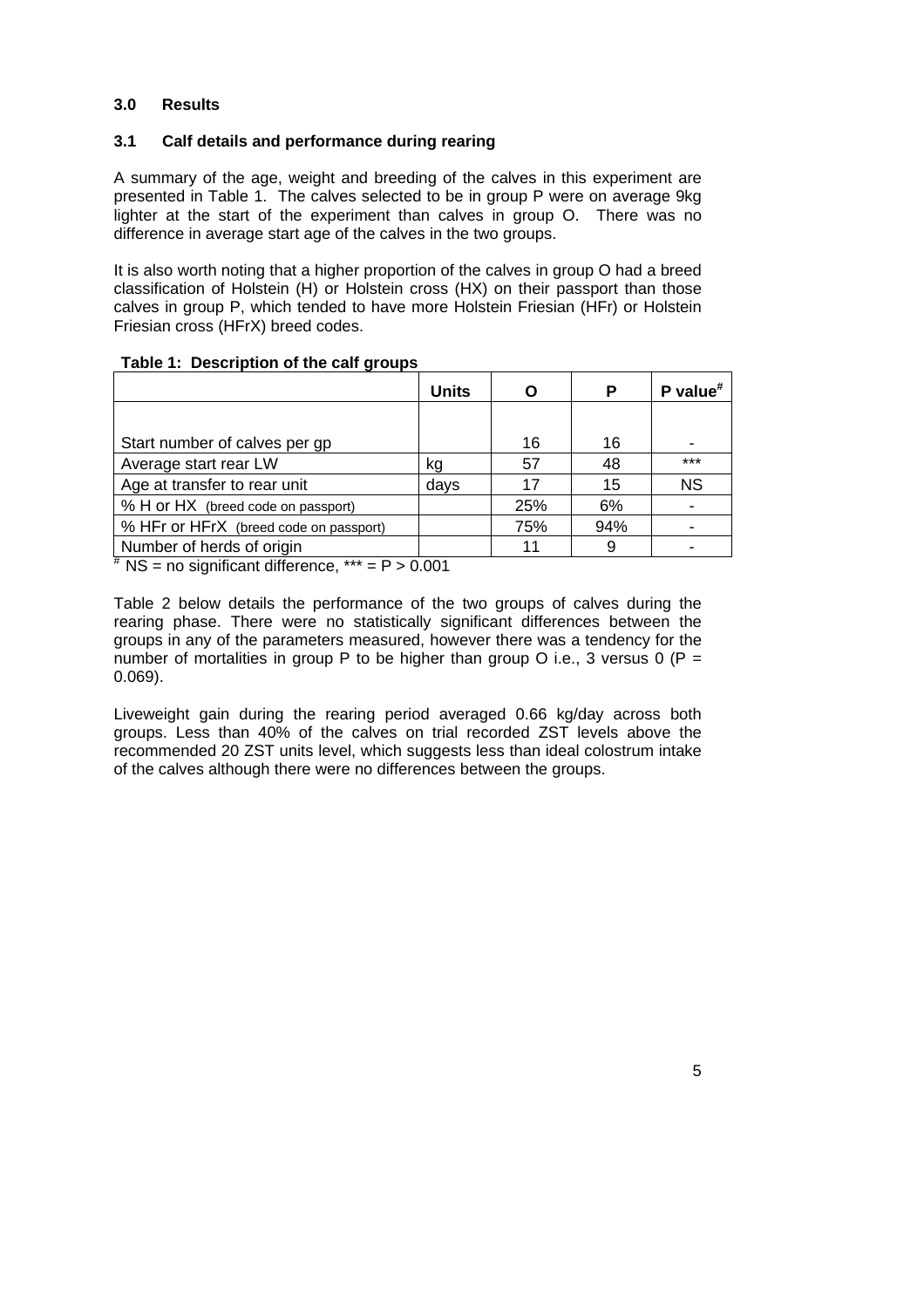### 3.0 Results

### 3.1 Calf details and performance during rearing

A summary of the age, weight and breeding of the calves in this experiment are presented in Table 1. The calves selected to be in group P were on average 9kg lighter at the start of the experiment than calves in group O. There was no difference in average start age of the calves in the two groups.

It is also worth noting that a higher proportion of the calves in group O had a breed classification of Holstein (H) or Holstein cross (HX) on their passport than those calves in group P, which tended to have more Holstein Friesian (HFr) or Holstein Friesian cross (HFrX) breed codes.

**Table 1: Description of the calf groups**

| | Units | O | P | P value[#] |
|---|---|---|---|---|
| Start number of calves per gp | | 16 | 16 | - |
| Average start rear LW | kg | 57 | 48 | *** |
| Age at transfer to rear unit | days | 17 | 15 | NS |
| % H or HX (breed code on passport) | | 25% | 6% | - |
| % HFr or HFrX (breed code on passport) | | 75% | 94% | - |
| Number of herds of origin | | 11 | 9 | - |

[#] NS = no significant difference, *** = $P > 0.001$

Table 2 below details the performance of the two groups of calves during the rearing phase. There were no statistically significant differences between the groups in any of the parameters measured, however there was a tendency for the number of mortalities in group P to be higher than group O i.e., 3 versus 0 ($P = 0.069$).

Liveweight gain during the rearing period averaged 0.66 kg/day across both groups. Less than 40% of the calves on trial recorded ZST levels above the recommended 20 ZST units level, which suggests less than ideal colostrum intake of the calves although there were no differences between the groups.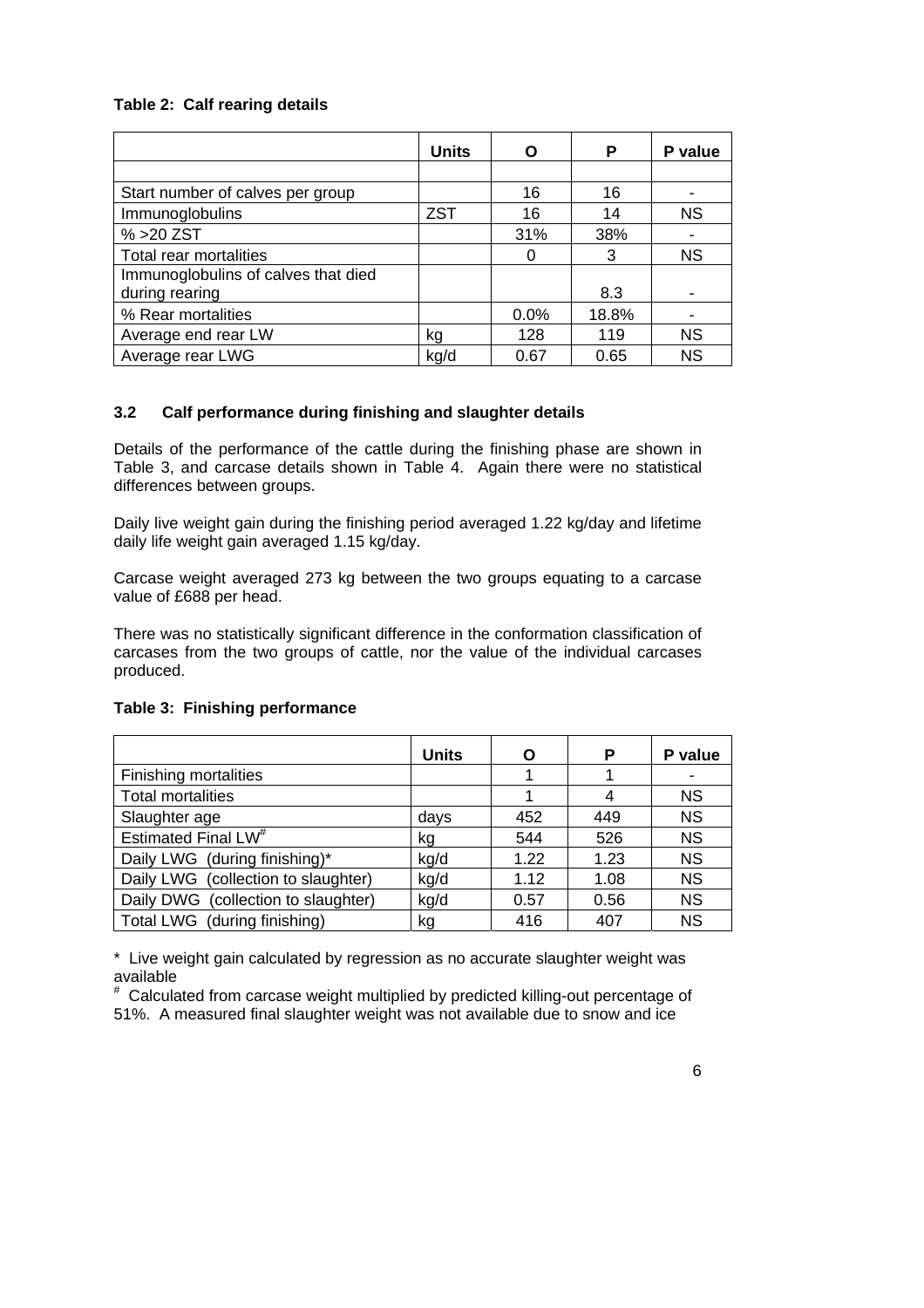**Table 2: Calf rearing details**

| | Units | O | P | P value |
|---|---|---|---|---|
| | | | | |
| Start number of calves per group | | 16 | 16 | - |
| Immunoglobulins | ZST | 16 | 14 | NS |
| % >20 ZST | | 31% | 38% | - |
| Total rear mortalities | | 0 | 3 | NS |
| Immunoglobulins of calves that died during rearing | | | 8.3 | - |
| % Rear mortalities | | 0.0% | 18.8% | - |
| Average end rear LW | kg | 128 | 119 | NS |
| Average rear LWG | kg/d | 0.67 | 0.65 | NS |

### 3.2 Calf performance during finishing and slaughter details

Details of the performance of the cattle during the finishing phase are shown in Table 3, and carcase details shown in Table 4. Again there were no statistical differences between groups.

Daily live weight gain during the finishing period averaged 1.22 kg/day and lifetime daily life weight gain averaged 1.15 kg/day.

Carcase weight averaged 273 kg between the two groups equating to a carcase value of £688 per head.

There was no statistically significant difference in the conformation classification of carcases from the two groups of cattle, nor the value of the individual carcases produced.

**Table 3: Finishing performance**

| | Units | O | P | P value |
|---|---|---|---|---|
| Finishing mortalities | | 1 | 1 | - |
| Total mortalities | | 1 | 4 | NS |
| Slaughter age | days | 452 | 449 | NS |
| Estimated Final LW[#] | kg | 544 | 526 | NS |
| Daily LWG (during finishing)* | kg/d | 1.22 | 1.23 | NS |
| Daily LWG (collection to slaughter) | kg/d | 1.12 | 1.08 | NS |
| Daily DWG (collection to slaughter) | kg/d | 0.57 | 0.56 | NS |
| Total LWG (during finishing) | kg | 416 | 407 | NS |

* Live weight gain calculated by regression as no accurate slaughter weight was available

[#] Calculated from carcase weight multiplied by predicted killing-out percentage of 51%. A measured final slaughter weight was not available due to snow and ice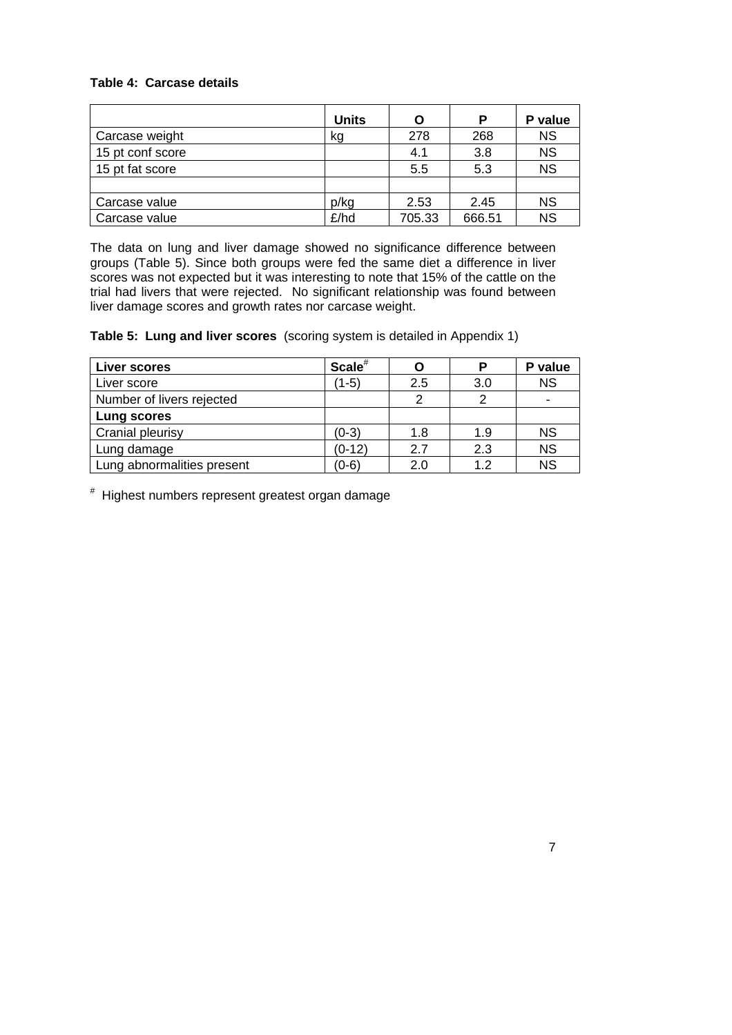**Table 4: Carcase details**

| | Units | O | P | P value |
|---|---|---|---|---|
| Carcase weight | kg | 278 | 268 | NS |
| 15 pt conf score | | 4.1 | 3.8 | NS |
| 15 pt fat score | | 5.5 | 5.3 | NS |
| | | | | |
| Carcase value | p/kg | 2.53 | 2.45 | NS |
| Carcase value | £/hd | 705.33 | 666.51 | NS |

The data on lung and liver damage showed no significance difference between groups (Table 5). Since both groups were fed the same diet a difference in liver scores was not expected but it was interesting to note that 15% of the cattle on the trial had livers that were rejected. No significant relationship was found between liver damage scores and growth rates nor carcase weight.

**Table 5: Lung and liver scores** (scoring system is detailed in Appendix 1)

| **Liver scores** | **Scale**[#] | **O** | **P** | **P value** |
|---|---|---|---|---|
| Liver score | (1-5) | 2.5 | 3.0 | NS |
| Number of livers rejected | | 2 | 2 | - |
| **Lung scores** | | | | |
| Cranial pleurisy | (0-3) | 1.8 | 1.9 | NS |
| Lung damage | (0-12) | 2.7 | 2.3 | NS |
| Lung abnormalities present | (0-6) | 2.0 | 1.2 | NS |

[#] Highest numbers represent greatest organ damage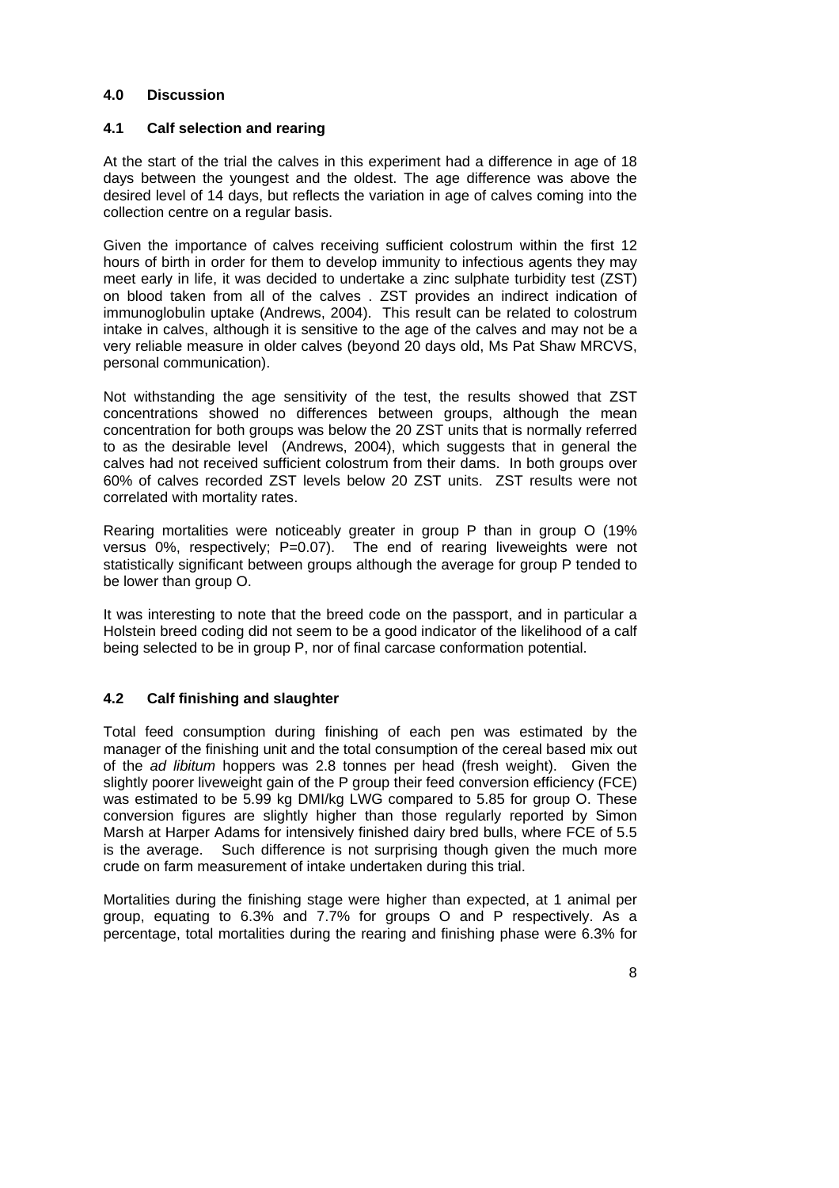## 4.0 Discussion

### 4.1 Calf selection and rearing

At the start of the trial the calves in this experiment had a difference in age of 18 days between the youngest and the oldest. The age difference was above the desired level of 14 days, but reflects the variation in age of calves coming into the collection centre on a regular basis.

Given the importance of calves receiving sufficient colostrum within the first 12 hours of birth in order for them to develop immunity to infectious agents they may meet early in life, it was decided to undertake a zinc sulphate turbidity test (ZST) on blood taken from all of the calves . ZST provides an indirect indication of immunoglobulin uptake (Andrews, 2004). This result can be related to colostrum intake in calves, although it is sensitive to the age of the calves and may not be a very reliable measure in older calves (beyond 20 days old, Ms Pat Shaw MRCVS, personal communication).

Not withstanding the age sensitivity of the test, the results showed that ZST concentrations showed no differences between groups, although the mean concentration for both groups was below the 20 ZST units that is normally referred to as the desirable level (Andrews, 2004), which suggests that in general the calves had not received sufficient colostrum from their dams. In both groups over 60% of calves recorded ZST levels below 20 ZST units. ZST results were not correlated with mortality rates.

Rearing mortalities were noticeably greater in group P than in group O (19% versus 0%, respectively; P=0.07). The end of rearing liveweights were not statistically significant between groups although the average for group P tended to be lower than group O.

It was interesting to note that the breed code on the passport, and in particular a Holstein breed coding did not seem to be a good indicator of the likelihood of a calf being selected to be in group P, nor of final carcase conformation potential.

### 4.2 Calf finishing and slaughter

Total feed consumption during finishing of each pen was estimated by the manager of the finishing unit and the total consumption of the cereal based mix out of the *ad libitum* hoppers was 2.8 tonnes per head (fresh weight). Given the slightly poorer liveweight gain of the P group their feed conversion efficiency (FCE) was estimated to be 5.99 kg DMI/kg LWG compared to 5.85 for group O. These conversion figures are slightly higher than those regularly reported by Simon Marsh at Harper Adams for intensively finished dairy bred bulls, where FCE of 5.5 is the average. Such difference is not surprising though given the much more crude on farm measurement of intake undertaken during this trial.

Mortalities during the finishing stage were higher than expected, at 1 animal per group, equating to 6.3% and 7.7% for groups O and P respectively. As a percentage, total mortalities during the rearing and finishing phase were 6.3% for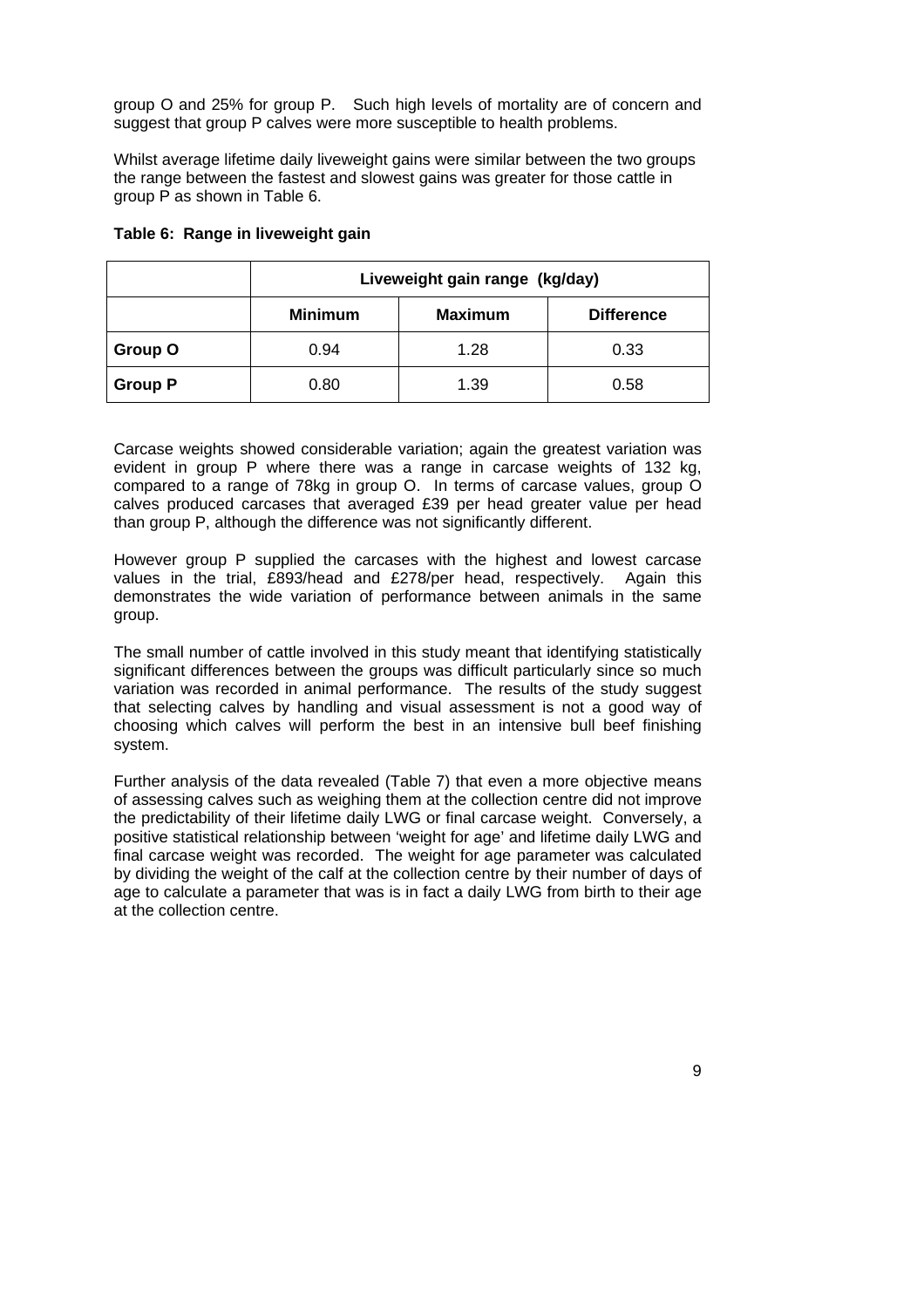group O and 25% for group P. Such high levels of mortality are of concern and suggest that group P calves were more susceptible to health problems.

Whilst average lifetime daily liveweight gains were similar between the two groups the range between the fastest and slowest gains was greater for those cattle in group P as shown in Table 6.

**Table 6: Range in liveweight gain**

| | Liveweight gain range (kg/day) | | |
|---|---|---|---|
| | **Minimum** | **Maximum** | **Difference** |
| **Group O** | 0.94 | 1.28 | 0.33 |
| **Group P** | 0.80 | 1.39 | 0.58 |

Carcase weights showed considerable variation; again the greatest variation was evident in group P where there was a range in carcase weights of 132 kg, compared to a range of 78kg in group O. In terms of carcase values, group O calves produced carcases that averaged £39 per head greater value per head than group P, although the difference was not significantly different.

However group P supplied the carcases with the highest and lowest carcase values in the trial, £893/head and £278/per head, respectively. Again this demonstrates the wide variation of performance between animals in the same group.

The small number of cattle involved in this study meant that identifying statistically significant differences between the groups was difficult particularly since so much variation was recorded in animal performance. The results of the study suggest that selecting calves by handling and visual assessment is not a good way of choosing which calves will perform the best in an intensive bull beef finishing system.

Further analysis of the data revealed (Table 7) that even a more objective means of assessing calves such as weighing them at the collection centre did not improve the predictability of their lifetime daily LWG or final carcase weight. Conversely, a positive statistical relationship between 'weight for age' and lifetime daily LWG and final carcase weight was recorded. The weight for age parameter was calculated by dividing the weight of the calf at the collection centre by their number of days of age to calculate a parameter that was is in fact a daily LWG from birth to their age at the collection centre.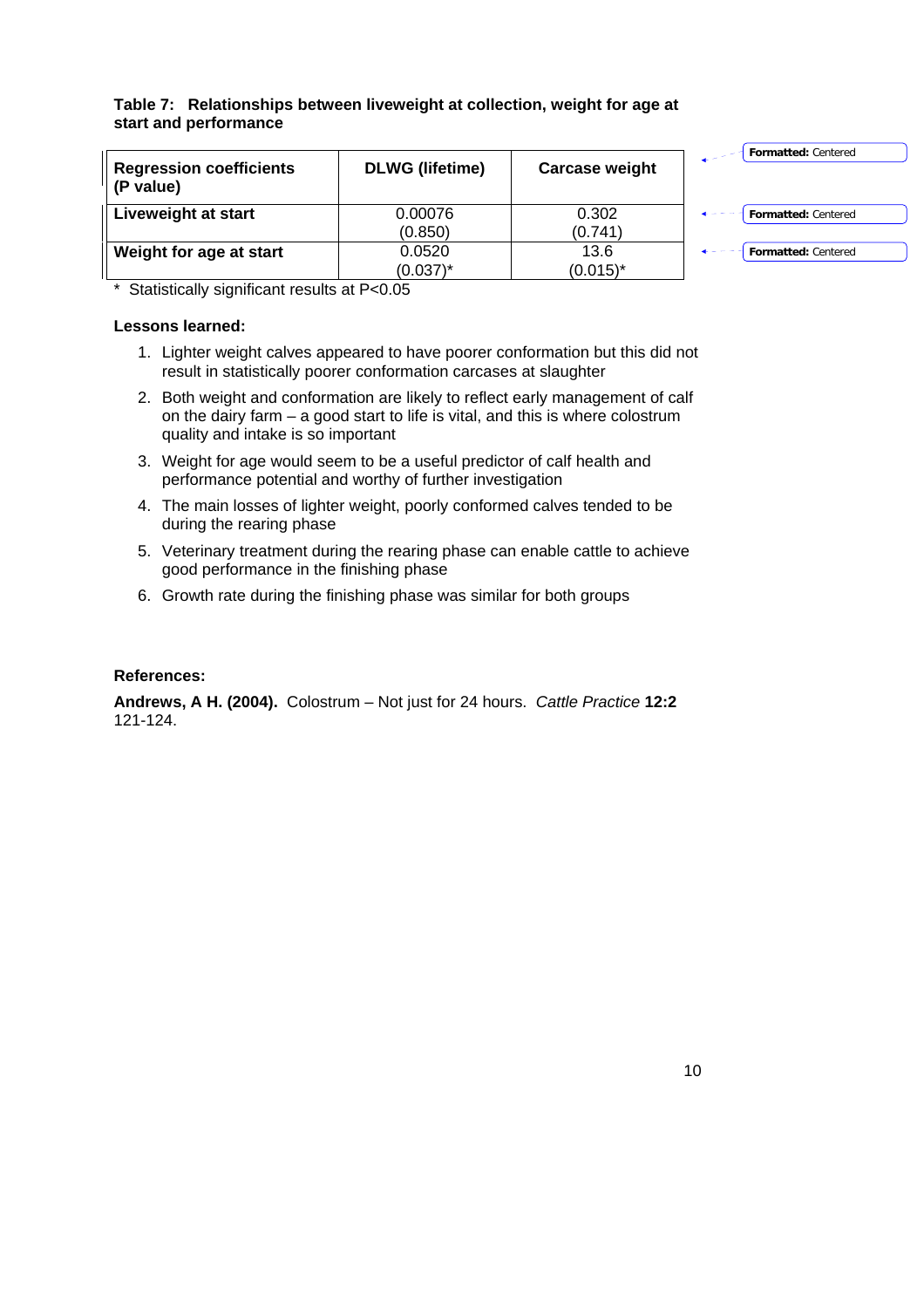**Table 7: Relationships between liveweight at collection, weight for age at start and performance**

| Regression coefficients (P value) | DLWG (lifetime) | Carcase weight |
|---|---|---|
| **Liveweight at start** | 0.00076 (0.850) | 0.302 (0.741) |
| **Weight for age at start** | 0.0520 (0.037)* | 13.6 (0.015)* |

\* Statistically significant results at P<0.05

**Lessons learned:**

1. Lighter weight calves appeared to have poorer conformation but this did not result in statistically poorer conformation carcases at slaughter
2. Both weight and conformation are likely to reflect early management of calf on the dairy farm – a good start to life is vital, and this is where colostrum quality and intake is so important
3. Weight for age would seem to be a useful predictor of calf health and performance potential and worthy of further investigation
4. The main losses of lighter weight, poorly conformed calves tended to be during the rearing phase
5. Veterinary treatment during the rearing phase can enable cattle to achieve good performance in the finishing phase
6. Growth rate during the finishing phase was similar for both groups

**References:**

**Andrews, A H. (2004).** Colostrum – Not just for 24 hours. *Cattle Practice* **12:2** 121-124.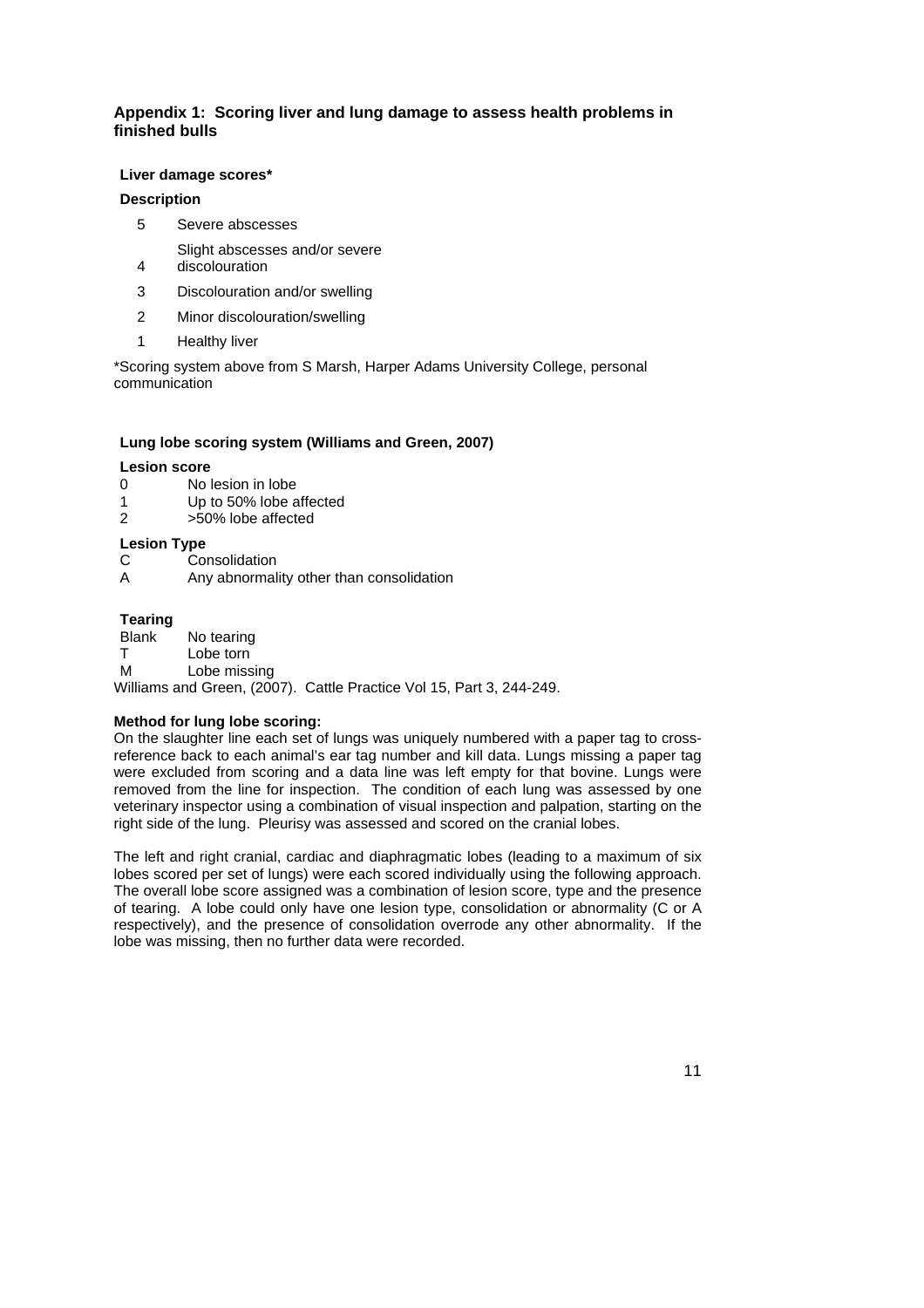## Appendix 1: Scoring liver and lung damage to assess health problems in finished bulls

**Liver damage scores***

**Description**

| Score | Description |
|---|---|
| 5 | Severe abscesses |
| 4 | Slight abscesses and/or severe discolouration |
| 3 | Discolouration and/or swelling |
| 2 | Minor discolouration/swelling |
| 1 | Healthy liver |

*Scoring system above from S Marsh, Harper Adams University College, personal communication

**Lung lobe scoring system (Williams and Green, 2007)**

**Lesion score**

| | |
|---|---|
| 0 | No lesion in lobe |
| 1 | Up to 50% lobe affected |
| 2 | >50% lobe affected |

**Lesion Type**

| | |
|---|---|
| C | Consolidation |
| A | Any abnormality other than consolidation |

**Tearing**

| | |
|---|---|
| Blank | No tearing |
| T | Lobe torn |
| M | Lobe missing |

Williams and Green, (2007). Cattle Practice Vol 15, Part 3, 244-249.

**Method for lung lobe scoring:**

On the slaughter line each set of lungs was uniquely numbered with a paper tag to cross-reference back to each animal's ear tag number and kill data. Lungs missing a paper tag were excluded from scoring and a data line was left empty for that bovine. Lungs were removed from the line for inspection. The condition of each lung was assessed by one veterinary inspector using a combination of visual inspection and palpation, starting on the right side of the lung. Pleurisy was assessed and scored on the cranial lobes.

The left and right cranial, cardiac and diaphragmatic lobes (leading to a maximum of six lobes scored per set of lungs) were each scored individually using the following approach. The overall lobe score assigned was a combination of lesion score, type and the presence of tearing. A lobe could only have one lesion type, consolidation or abnormality (C or A respectively), and the presence of consolidation overrode any other abnormality. If the lobe was missing, then no further data were recorded.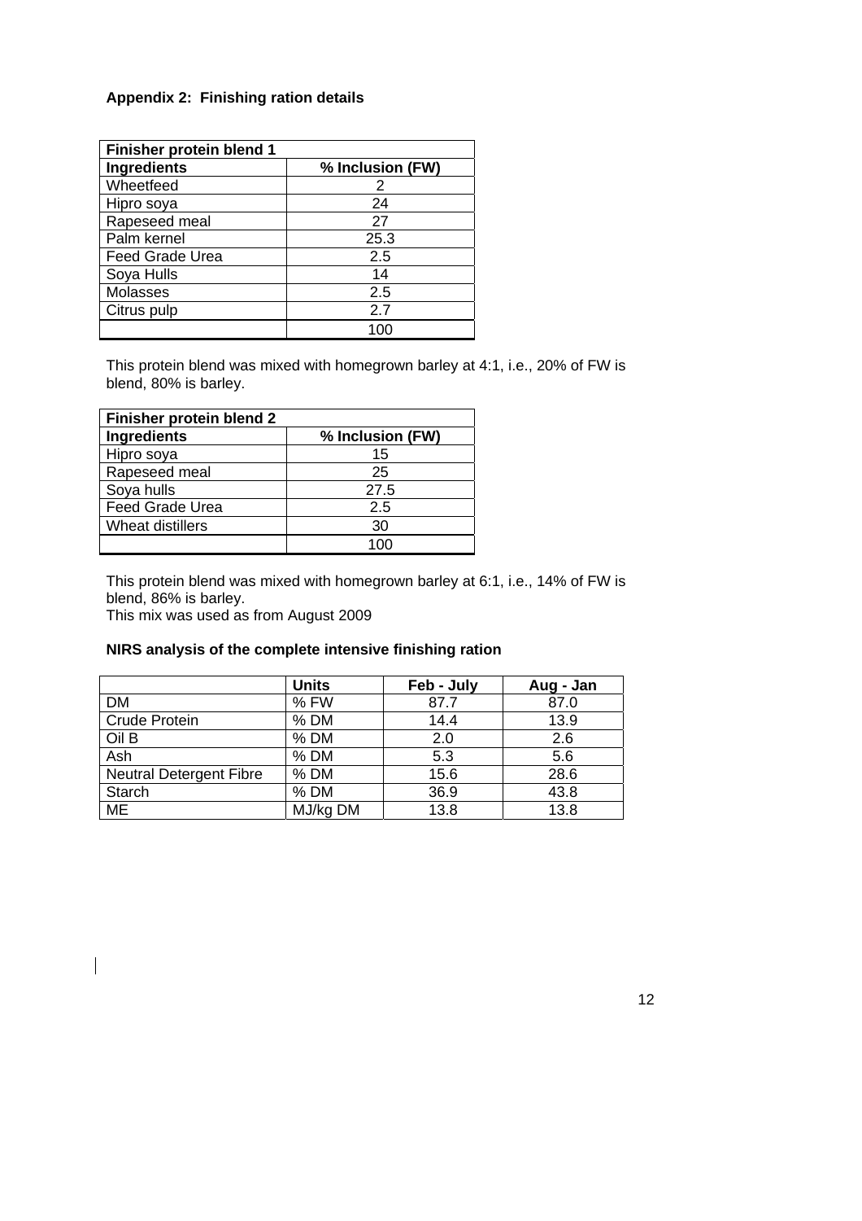**Appendix 2: Finishing ration details**

| Finisher protein blend 1 | |
|---|---|
| **Ingredients** | **% Inclusion (FW)** |
| Wheetfeed | 2 |
| Hipro soya | 24 |
| Rapeseed meal | 27 |
| Palm kernel | 25.3 |
| Feed Grade Urea | 2.5 |
| Soya Hulls | 14 |
| Molasses | 2.5 |
| Citrus pulp | 2.7 |
| | 100 |

This protein blend was mixed with homegrown barley at 4:1, i.e., 20% of FW is blend, 80% is barley.

| Finisher protein blend 2 | |
|---|---|
| **Ingredients** | **% Inclusion (FW)** |
| Hipro soya | 15 |
| Rapeseed meal | 25 |
| Soya hulls | 27.5 |
| Feed Grade Urea | 2.5 |
| Wheat distillers | 30 |
| | 100 |

This protein blend was mixed with homegrown barley at 6:1, i.e., 14% of FW is blend, 86% is barley.
This mix was used as from August 2009

**NIRS analysis of the complete intensive finishing ration**

| | Units | Feb - July | Aug - Jan |
|---|---|---|---|
| DM | % FW | 87.7 | 87.0 |
| Crude Protein | % DM | 14.4 | 13.9 |
| Oil B | % DM | 2.0 | 2.6 |
| Ash | % DM | 5.3 | 5.6 |
| Neutral Detergent Fibre | % DM | 15.6 | 28.6 |
| Starch | % DM | 36.9 | 43.8 |
| ME | MJ/kg DM | 13.8 | 13.8 |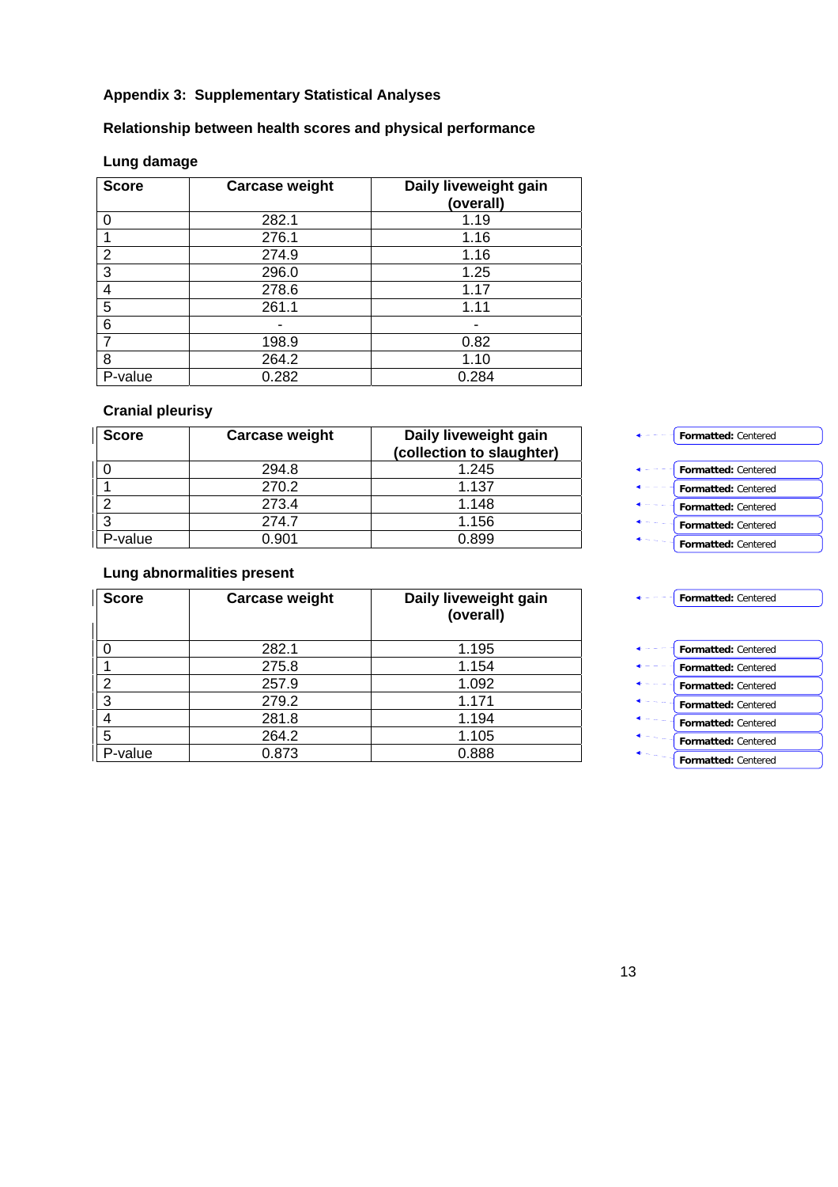### Appendix 3: Supplementary Statistical Analyses

### Relationship between health scores and physical performance

#### Lung damage

| Score | Carcase weight | Daily liveweight gain (overall) |
|---|---|---|
| 0 | 282.1 | 1.19 |
| 1 | 276.1 | 1.16 |
| 2 | 274.9 | 1.16 |
| 3 | 296.0 | 1.25 |
| 4 | 278.6 | 1.17 |
| 5 | 261.1 | 1.11 |
| 6 | - | - |
| 7 | 198.9 | 0.82 |
| 8 | 264.2 | 1.10 |
| P-value | 0.282 | 0.284 |

#### Cranial pleurisy

| Score | Carcase weight | Daily liveweight gain (collection to slaughter) |
|---|---|---|
| 0 | 294.8 | 1.245 |
| 1 | 270.2 | 1.137 |
| 2 | 273.4 | 1.148 |
| 3 | 274.7 | 1.156 |
| P-value | 0.901 | 0.899 |

#### Lung abnormalities present

| Score | Carcase weight | Daily liveweight gain (overall) |
|---|---|---|
| 0 | 282.1 | 1.195 |
| 1 | 275.8 | 1.154 |
| 2 | 257.9 | 1.092 |
| 3 | 279.2 | 1.171 |
| 4 | 281.8 | 1.194 |
| 5 | 264.2 | 1.105 |
| P-value | 0.873 | 0.888 |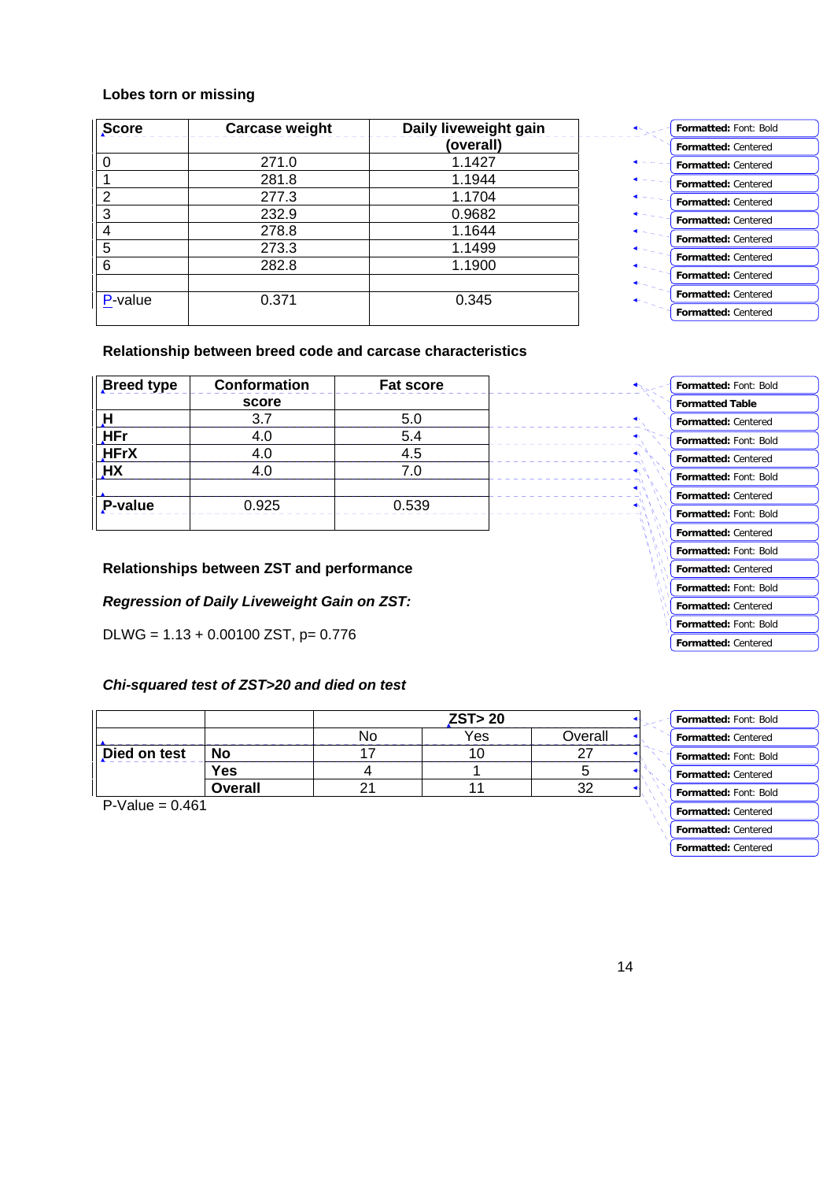**Lobes torn or missing**

| Score | Carcase weight | Daily liveweight gain (overall) |
|---|---|---|
| 0 | 271.0 | 1.1427 |
| 1 | 281.8 | 1.1944 |
| 2 | 277.3 | 1.1704 |
| 3 | 232.9 | 0.9682 |
| 4 | 278.8 | 1.1644 |
| 5 | 273.3 | 1.1499 |
| 6 | 282.8 | 1.1900 |
| | | |
| P-value | 0.371 | 0.345 |

**Relationship between breed code and carcase characteristics**

| Breed type | Conformation score | Fat score |
|---|---|---|
| **H** | 3.7 | 5.0 |
| **HFr** | 4.0 | 5.4 |
| **HFrX** | 4.0 | 4.5 |
| **HX** | 4.0 | 7.0 |
| | | |
| **P-value** | 0.925 | 0.539 |

**Relationships between ZST and performance**

***Regression of Daily Liveweight Gain on ZST:***

DLWG = 1.13 + 0.00100 ZST, p= 0.776

***Chi-squared test of ZST>20 and died on test***

| | | **ZST> 20** | | |
|---|---|---|---|---|
| | | No | Yes | Overall |
| **Died on test** | **No** | 17 | 10 | 27 |
| | **Yes** | 4 | 1 | 5 |
| | **Overall** | 21 | 11 | 32 |

P-Value = 0.461